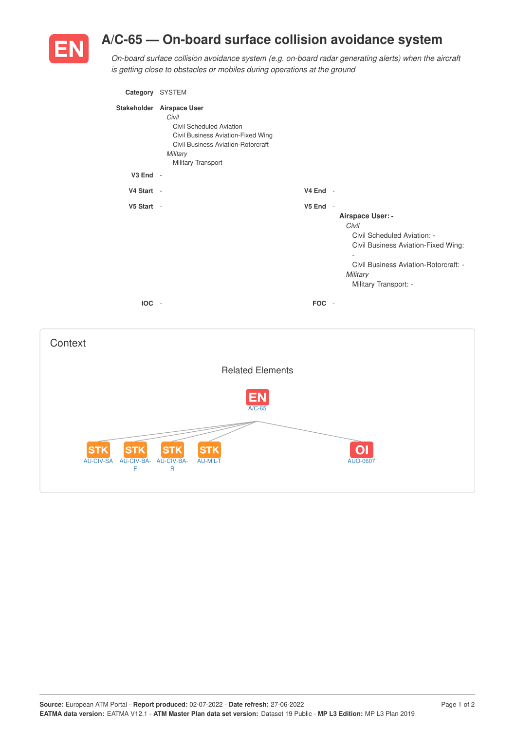# EN A/C-65 — On-board surface collision avoidance system

*On-board surface collision avoidance system (e.g. on-board radar generating alerts) when the aircraft is getting close to obstacles or mobiles during operations at the ground*

**Category** SYSTEM

**Stakeholder** **Airspace User**
*Civil*
- Civil Scheduled Aviation
- Civil Business Aviation-Fixed Wing
- Civil Business Aviation-Rotorcraft

*Military*
- Military Transport

**V3 End** -

**V4 Start** -

**V4 End** -

**V5 Start** -

**V5 End** -

**Airspace User: -**
*Civil*
- Civil Scheduled Aviation: -
- Civil Business Aviation-Fixed Wing: -
- Civil Business Aviation-Rotorcraft: -

*Military*
- Military Transport: -

**IOC** -

**FOC** -

## Context

### Related Elements

EN A/C-65

STK AU-CIV-SA

STK AU-CIV-BA-F

STK AU-CIV-BA-R

STK AU-MIL-T

OI AUO-0607

**Source:** European ATM Portal - **Report produced:** 02-07-2022 - **Date refresh:** 27-06-2022
**EATMA data version:** EATMA V12.1 - **ATM Master Plan data set version:** Dataset 19 Public - **MP L3 Edition:** MP L3 Plan 2019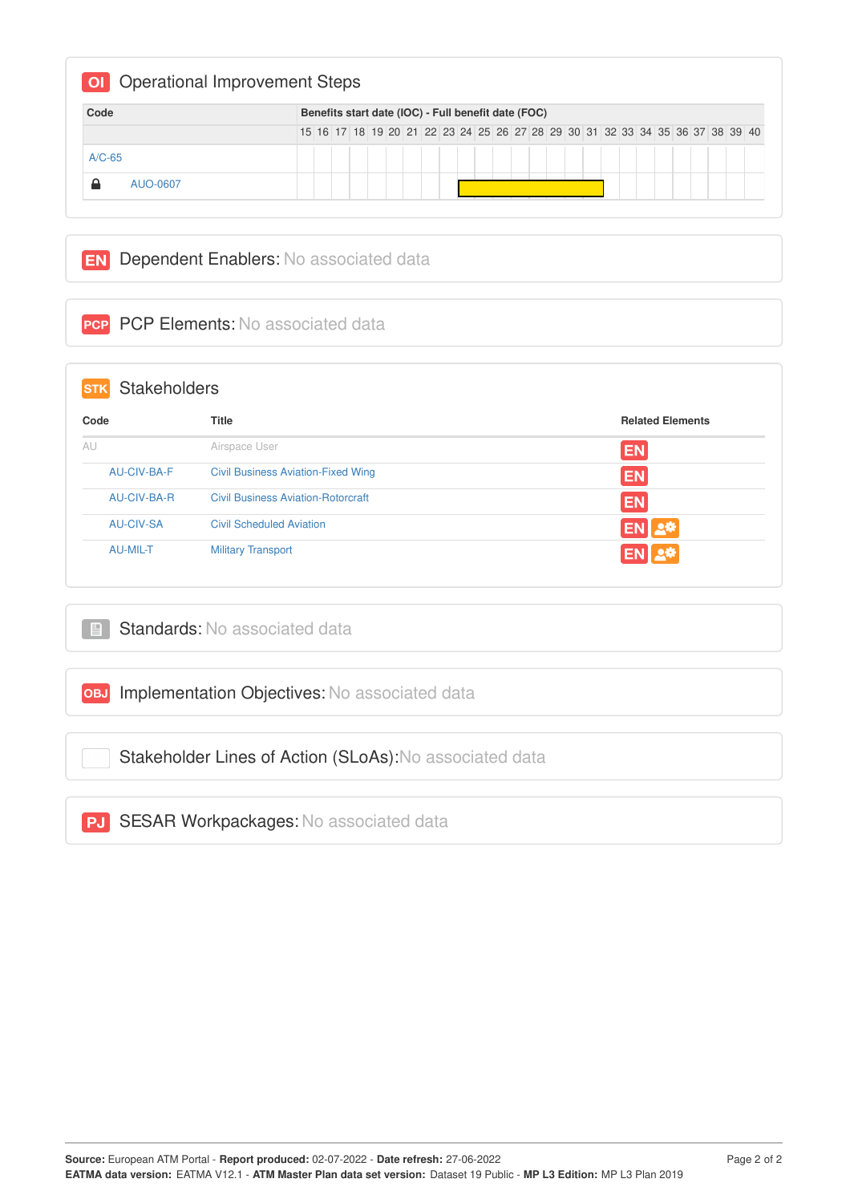## OI Operational Improvement Steps

| Code | Benefits start date (IOC) - Full benefit date (FOC) |
|---|---|
| | 15 16 17 18 19 20 21 22 23 24 25 26 27 28 29 30 31 32 33 34 35 36 37 38 39 40 |
| A/C-65 | |
| AUO-0607 | |

## EN Dependent Enablers: No associated data

## PCP PCP Elements: No associated data

## STK Stakeholders

| Code | Title | Related Elements |
|---|---|---|
| AU | Airspace User | EN |
| AU-CIV-BA-F | Civil Business Aviation-Fixed Wing | EN |
| AU-CIV-BA-R | Civil Business Aviation-Rotorcraft | EN |
| AU-CIV-SA | Civil Scheduled Aviation | EN |
| AU-MIL-T | Military Transport | EN |

## Standards: No associated data

## OBJ Implementation Objectives: No associated data

## Stakeholder Lines of Action (SLoAs): No associated data

## PJ SESAR Workpackages: No associated data

**Source:** European ATM Portal - **Report produced:** 02-07-2022 - **Date refresh:** 27-06-2022
**EATMA data version:** EATMA V12.1 - **ATM Master Plan data set version:** Dataset 19 Public - **MP L3 Edition:** MP L3 Plan 2019